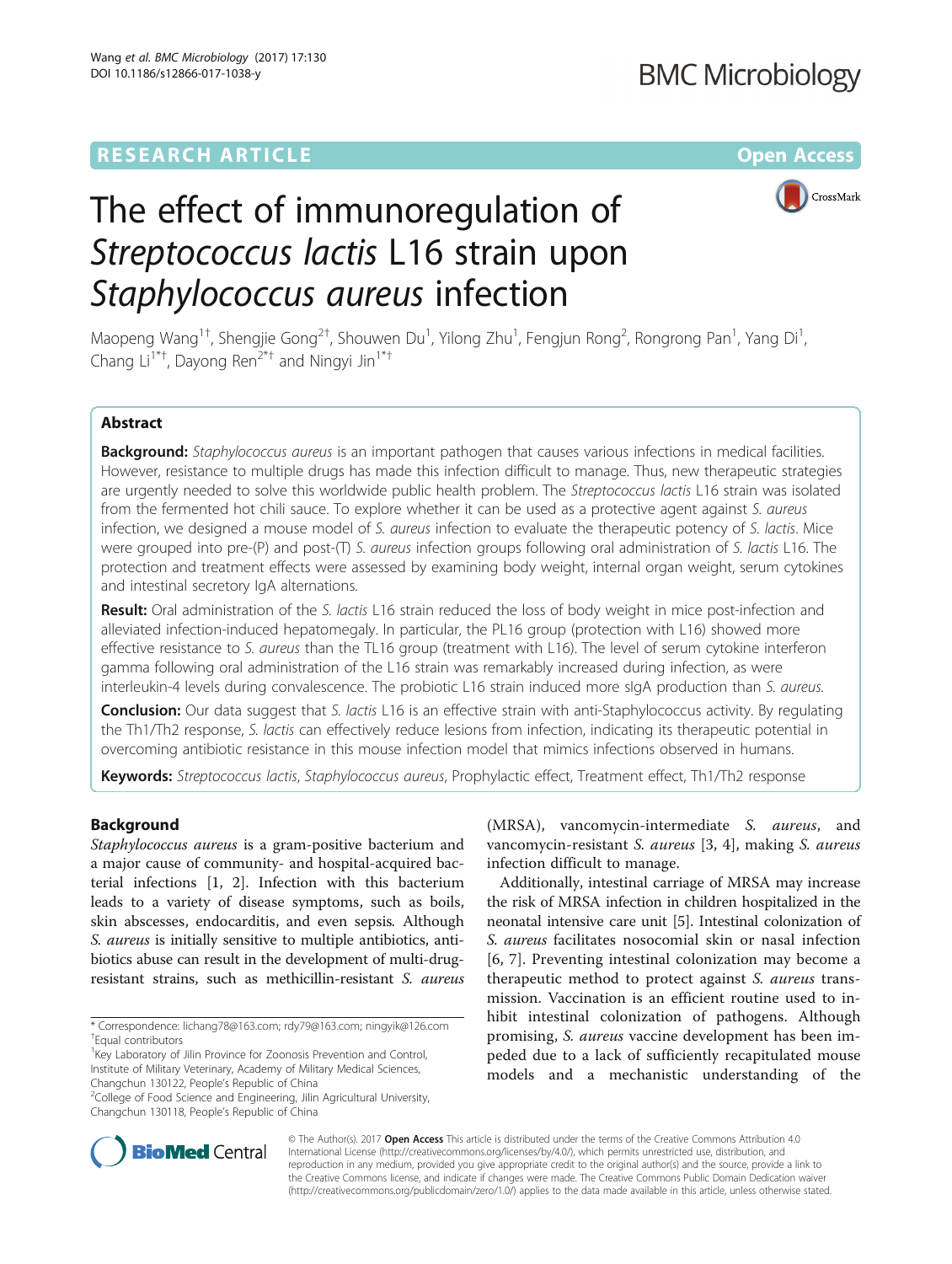RESEARCH ARTICLE Open Access

# The effect of immunoregulation of *Streptococcus lactis* L16 strain upon *Staphylococcus aureus* infection

Maopeng Wang[1†], Shengjie Gong[2†], Shouwen Du[1], Yilong Zhu[1], Fengjun Rong[2], Rongrong Pan[1], Yang Di[1], Chang Li[1*†], Dayong Ren[2*†] and Ningyi Jin[1*†]

## Abstract

**Background:** *Staphylococcus aureus* is an important pathogen that causes various infections in medical facilities. However, resistance to multiple drugs has made this infection difficult to manage. Thus, new therapeutic strategies are urgently needed to solve this worldwide public health problem. The *Streptococcus lactis* L16 strain was isolated from the fermented hot chili sauce. To explore whether it can be used as a protective agent against *S. aureus* infection, we designed a mouse model of *S. aureus* infection to evaluate the therapeutic potency of *S. lactis*. Mice were grouped into pre-(P) and post-(T) *S. aureus* infection groups following oral administration of *S. lactis* L16. The protection and treatment effects were assessed by examining body weight, internal organ weight, serum cytokines and intestinal secretory IgA alternations.

**Result:** Oral administration of the *S. lactis* L16 strain reduced the loss of body weight in mice post-infection and alleviated infection-induced hepatomegaly. In particular, the PL16 group (protection with L16) showed more effective resistance to *S. aureus* than the TL16 group (treatment with L16). The level of serum cytokine interferon gamma following oral administration of the L16 strain was remarkably increased during infection, as were interleukin-4 levels during convalescence. The probiotic L16 strain induced more sIgA production than *S. aureus.*

**Conclusion:** Our data suggest that *S. lactis* L16 is an effective strain with anti-Staphylococcus activity. By regulating the Th1/Th2 response, *S. lactis* can effectively reduce lesions from infection, indicating its therapeutic potential in overcoming antibiotic resistance in this mouse infection model that mimics infections observed in humans.

**Keywords:** *Streptococcus lactis*, *Staphylococcus aureus*, Prophylactic effect, Treatment effect, Th1/Th2 response

## Background

*Staphylococcus aureus* is a gram-positive bacterium and a major cause of community- and hospital-acquired bacterial infections [1, 2]. Infection with this bacterium leads to a variety of disease symptoms, such as boils, skin abscesses, endocarditis, and even sepsis*.* Although *S. aureus* is initially sensitive to multiple antibiotics, antibiotics abuse can result in the development of multi-drug-resistant strains, such as methicillin-resistant *S. aureus* (MRSA), vancomycin-intermediate *S. aureus*, and vancomycin-resistant *S. aureus* [3, 4], making *S. aureus* infection difficult to manage.

Additionally, intestinal carriage of MRSA may increase the risk of MRSA infection in children hospitalized in the neonatal intensive care unit [5]. Intestinal colonization of *S. aureus* facilitates nosocomial skin or nasal infection [6, 7]. Preventing intestinal colonization may become a therapeutic method to protect against *S. aureus* transmission. Vaccination is an efficient routine used to inhibit intestinal colonization of pathogens. Although promising, *S. aureus* vaccine development has been impeded due to a lack of sufficiently recapitulated mouse models and a mechanistic understanding of the

\* Correspondence: lichang78@163.com; rdy79@163.com; ningyik@126.com
†Equal contributors
[1]Key Laboratory of Jilin Province for Zoonosis Prevention and Control, Institute of Military Veterinary, Academy of Military Medical Sciences, Changchun 130122, People's Republic of China
[2]College of Food Science and Engineering, Jilin Agricultural University, Changchun 130118, People's Republic of China

© The Author(s). 2017 **Open Access** This article is distributed under the terms of the Creative Commons Attribution 4.0 International License (http://creativecommons.org/licenses/by/4.0/), which permits unrestricted use, distribution, and reproduction in any medium, provided you give appropriate credit to the original author(s) and the source, provide a link to the Creative Commons license, and indicate if changes were made. The Creative Commons Public Domain Dedication waiver (http://creativecommons.org/publicdomain/zero/1.0/) applies to the data made available in this article, unless otherwise stated.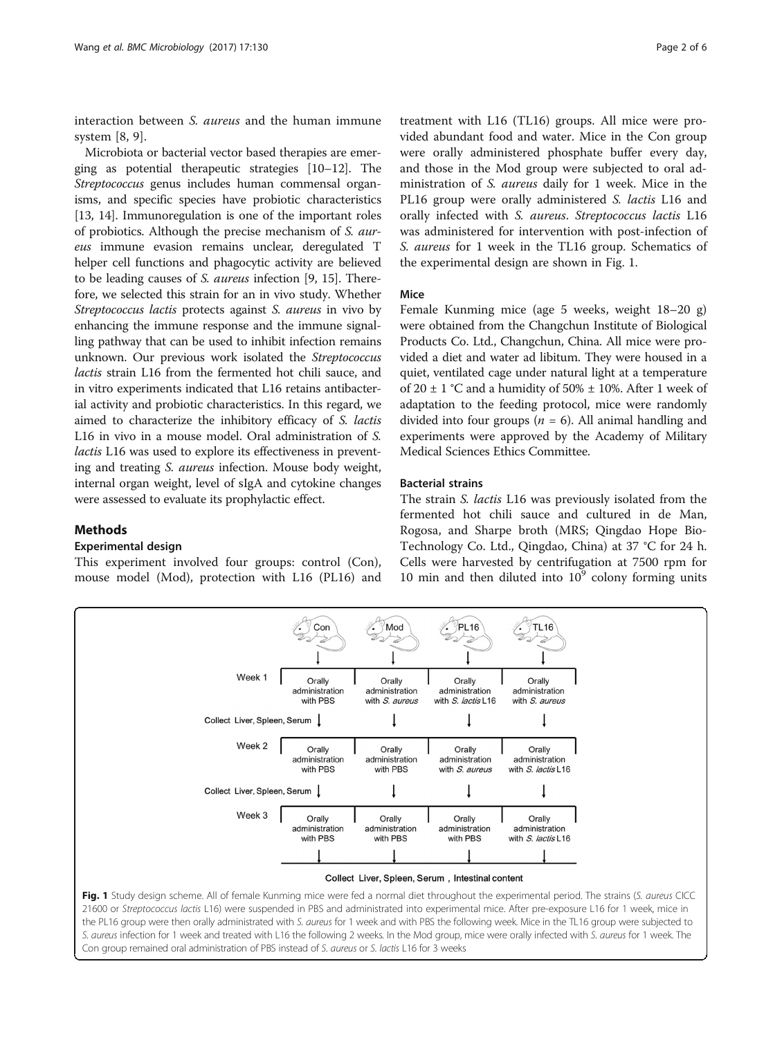interaction between *S. aureus* and the human immune system [8, 9].

Microbiota or bacterial vector based therapies are emerging as potential therapeutic strategies [10–12]. The *Streptococcus* genus includes human commensal organisms, and specific species have probiotic characteristics [13, 14]. Immunoregulation is one of the important roles of probiotics. Although the precise mechanism of *S. aureus* immune evasion remains unclear, deregulated T helper cell functions and phagocytic activity are believed to be leading causes of *S. aureus* infection [9, 15]. Therefore, we selected this strain for an in vivo study. Whether *Streptococcus lactis* protects against *S. aureus* in vivo by enhancing the immune response and the immune signalling pathway that can be used to inhibit infection remains unknown. Our previous work isolated the *Streptococcus lactis* strain L16 from the fermented hot chili sauce, and in vitro experiments indicated that L16 retains antibacterial activity and probiotic characteristics. In this regard, we aimed to characterize the inhibitory efficacy of *S. lactis* L16 in vivo in a mouse model. Oral administration of *S. lactis* L16 was used to explore its effectiveness in preventing and treating *S. aureus* infection. Mouse body weight, internal organ weight, level of sIgA and cytokine changes were assessed to evaluate its prophylactic effect.

## Methods

### Experimental design

This experiment involved four groups: control (Con), mouse model (Mod), protection with L16 (PL16) and treatment with L16 (TL16) groups. All mice were provided abundant food and water. Mice in the Con group were orally administered phosphate buffer every day, and those in the Mod group were subjected to oral administration of *S. aureus* daily for 1 week. Mice in the PL16 group were orally administered *S. lactis* L16 and orally infected with *S. aureus*. *Streptococcus lactis* L16 was administered for intervention with post-infection of *S. aureus* for 1 week in the TL16 group. Schematics of the experimental design are shown in Fig. 1.

### Mice

Female Kunming mice (age 5 weeks, weight 18–20 g) were obtained from the Changchun Institute of Biological Products Co. Ltd., Changchun, China. All mice were provided a diet and water ad libitum. They were housed in a quiet, ventilated cage under natural light at a temperature of 20 ± 1 °C and a humidity of 50% ± 10%. After 1 week of adaptation to the feeding protocol, mice were randomly divided into four groups ($n$ = 6). All animal handling and experiments were approved by the Academy of Military Medical Sciences Ethics Committee.

### Bacterial strains

The strain *S. lactis* L16 was previously isolated from the fermented hot chili sauce and cultured in de Man, Rogosa, and Sharpe broth (MRS; Qingdao Hope Bio-Technology Co. Ltd., Qingdao, China) at 37 °C for 24 h. Cells were harvested by centrifugation at 7500 rpm for 10 min and then diluted into $10^9$ colony forming units

**Fig. 1** Study design scheme. All of female Kunming mice were fed a normal diet throughout the experimental period. The strains (*S. aureus* CICC 21600 or *Streptococcus lactis* L16) were suspended in PBS and administrated into experimental mice. After pre-exposure L16 for 1 week, mice in the PL16 group were then orally administrated with *S. aureus* for 1 week and with PBS the following week. Mice in the TL16 group were subjected to *S. aureus* infection for 1 week and treated with L16 the following 2 weeks. In the Mod group, mice were orally infected with *S. aureus* for 1 week. The Con group remained oral administration of PBS instead of *S. aureus* or *S. lactis* L16 for 3 weeks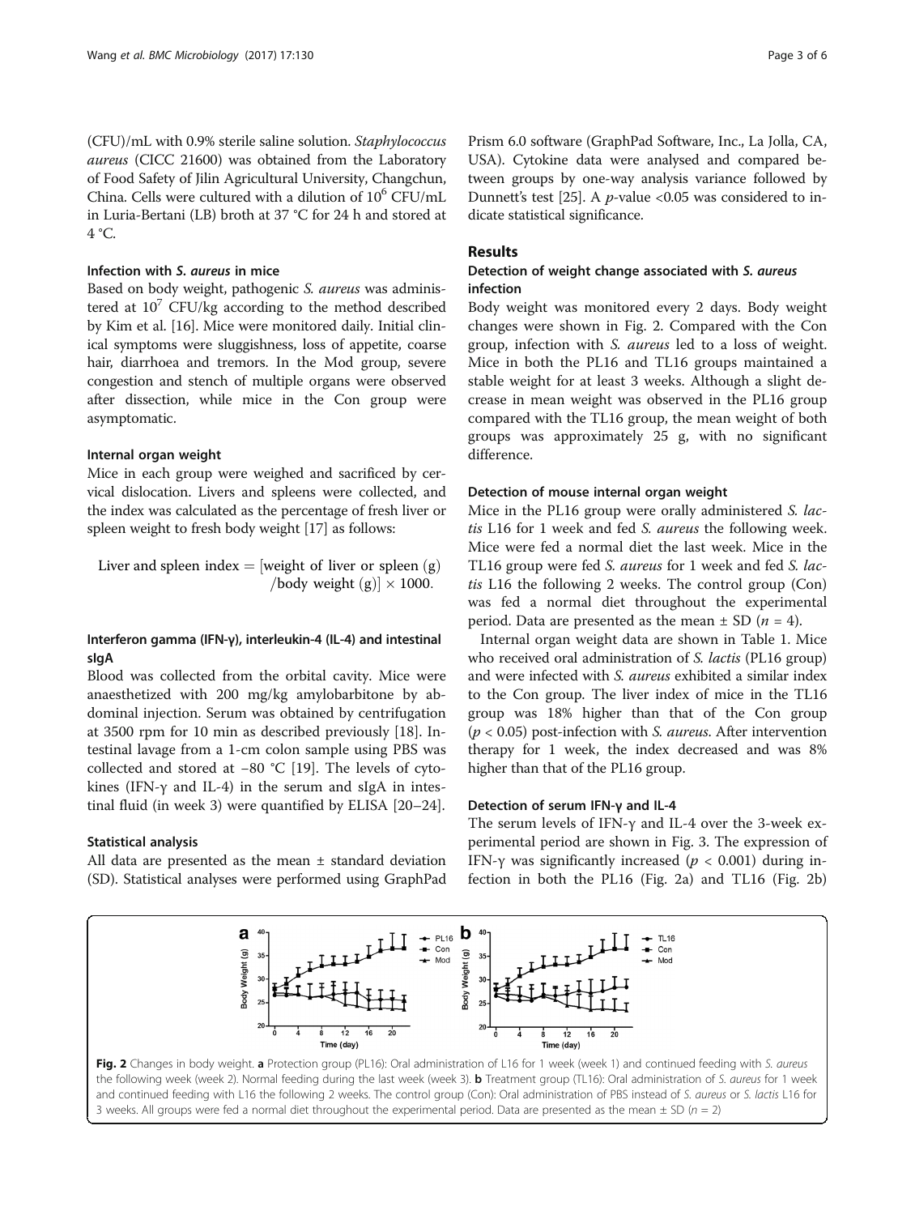(CFU)/mL with 0.9% sterile saline solution. *Staphylococcus aureus* (CICC 21600) was obtained from the Laboratory of Food Safety of Jilin Agricultural University, Changchun, China. Cells were cultured with a dilution of $10^6$ CFU/mL in Luria-Bertani (LB) broth at 37 °C for 24 h and stored at 4 °C.

### Infection with *S. aureus* in mice

Based on body weight, pathogenic *S. aureus* was administered at $10^7$ CFU/kg according to the method described by Kim et al. [16]. Mice were monitored daily. Initial clinical symptoms were sluggishness, loss of appetite, coarse hair, diarrhoea and tremors. In the Mod group, severe congestion and stench of multiple organs were observed after dissection, while mice in the Con group were asymptomatic.

### Internal organ weight

Mice in each group were weighed and sacrificed by cervical dislocation. Livers and spleens were collected, and the index was calculated as the percentage of fresh liver or spleen weight to fresh body weight [17] as follows:

$$\text{Liver and spleen index} = [\text{weight of liver or spleen (g)} / \text{body weight (g)}] \times 1000.$$

### Interferon gamma (IFN-γ), interleukin-4 (IL-4) and intestinal sIgA

Blood was collected from the orbital cavity. Mice were anaesthetized with 200 mg/kg amylobarbitone by abdominal injection. Serum was obtained by centrifugation at 3500 rpm for 10 min as described previously [18]. Intestinal lavage from a 1-cm colon sample using PBS was collected and stored at −80 °C [19]. The levels of cytokines (IFN-γ and IL-4) in the serum and sIgA in intestinal fluid (in week 3) were quantified by ELISA [20–24].

### Statistical analysis

All data are presented as the mean ± standard deviation (SD). Statistical analyses were performed using GraphPad Prism 6.0 software (GraphPad Software, Inc., La Jolla, CA, USA). Cytokine data were analysed and compared between groups by one-way analysis variance followed by Dunnett's test [25]. A *p*-value <0.05 was considered to indicate statistical significance.

## Results

### Detection of weight change associated with *S. aureus* infection

Body weight was monitored every 2 days. Body weight changes were shown in Fig. 2. Compared with the Con group, infection with *S. aureus* led to a loss of weight. Mice in both the PL16 and TL16 groups maintained a stable weight for at least 3 weeks. Although a slight decrease in mean weight was observed in the PL16 group compared with the TL16 group, the mean weight of both groups was approximately 25 g, with no significant difference.

### Detection of mouse internal organ weight

Mice in the PL16 group were orally administered *S. lactis* L16 for 1 week and fed *S. aureus* the following week. Mice were fed a normal diet the last week. Mice in the TL16 group were fed *S. aureus* for 1 week and fed *S. lactis* L16 the following 2 weeks. The control group (Con) was fed a normal diet throughout the experimental period. Data are presented as the mean ± SD ($n = 4$).

Internal organ weight data are shown in Table 1. Mice who received oral administration of *S. lactis* (PL16 group) and were infected with *S. aureus* exhibited a similar index to the Con group. The liver index of mice in the TL16 group was 18% higher than that of the Con group ($p < 0.05$) post-infection with *S. aureus*. After intervention therapy for 1 week, the index decreased and was 8% higher than that of the PL16 group.

### Detection of serum IFN-γ and IL-4

The serum levels of IFN-γ and IL-4 over the 3-week experimental period are shown in Fig. 3. The expression of IFN-γ was significantly increased ($p < 0.001$) during infection in both the PL16 (Fig. 2a) and TL16 (Fig. 2b)

**Fig. 2** Changes in body weight. **a** Protection group (PL16): Oral administration of L16 for 1 week (week 1) and continued feeding with *S. aureus* the following week (week 2). Normal feeding during the last week (week 3). **b** Treatment group (TL16): Oral administration of *S. aureus* for 1 week and continued feeding with L16 the following 2 weeks. The control group (Con): Oral administration of PBS instead of *S. aureus* or *S. lactis* L16 for 3 weeks. All groups were fed a normal diet throughout the experimental period. Data are presented as the mean ± SD ($n = 2$)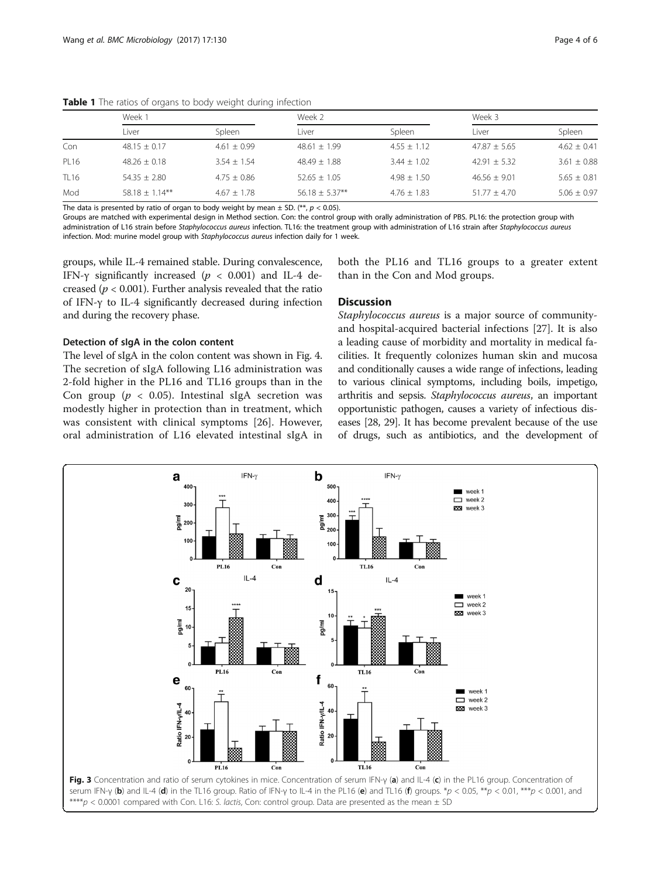**Table 1** The ratios of organs to body weight during infection

| | Week 1 | | Week 2 | | Week 3 | |
|---|---|---|---|---|---|---|
| | Liver | Spleen | Liver | Spleen | Liver | Spleen |
| Con | 48.15 ± 0.17 | 4.61 ± 0.99 | 48.61 ± 1.99 | 4.55 ± 1.12 | 47.87 ± 5.65 | 4.62 ± 0.41 |
| PL16 | 48.26 ± 0.18 | 3.54 ± 1.54 | 48.49 ± 1.88 | 3.44 ± 1.02 | 42.91 ± 5.32 | 3.61 ± 0.88 |
| TL16 | 54.35 ± 2.80 | 4.75 ± 0.86 | 52.65 ± 1.05 | 4.98 ± 1.50 | 46.56 ± 9.01 | 5.65 ± 0.81 |
| Mod | 58.18 ± 1.14** | 4.67 ± 1.78 | 56.18 ± 5.37** | 4.76 ± 1.83 | 51.77 ± 4.70 | 5.06 ± 0.97 |

The data is presented by ratio of organ to body weight by mean ± SD. (**, $p < 0.05$).
Groups are matched with experimental design in Method section. Con: the control group with orally administration of PBS. PL16: the protection group with administration of L16 strain before *Staphylococcus aureus* infection. TL16: the treatment group with administration of L16 strain after *Staphylococcus aureus* infection. Mod: murine model group with *Staphylococcus aureus* infection daily for 1 week.

groups, while IL-4 remained stable. During convalescence, IFN-γ significantly increased ($p < 0.001$) and IL-4 decreased ($p < 0.001$). Further analysis revealed that the ratio of IFN-γ to IL-4 significantly decreased during infection and during the recovery phase.

### Detection of sIgA in the colon content

The level of sIgA in the colon content was shown in Fig. 4. The secretion of sIgA following L16 administration was 2-fold higher in the PL16 and TL16 groups than in the Con group ($p < 0.05$). Intestinal sIgA secretion was modestly higher in protection than in treatment, which was consistent with clinical symptoms [26]. However, oral administration of L16 elevated intestinal sIgA in both the PL16 and TL16 groups to a greater extent than in the Con and Mod groups.

## Discussion

*Staphylococcus aureus* is a major source of community- and hospital-acquired bacterial infections [27]. It is also a leading cause of morbidity and mortality in medical facilities. It frequently colonizes human skin and mucosa and conditionally causes a wide range of infections, leading to various clinical symptoms, including boils, impetigo, arthritis and sepsis. *Staphylococcus aureus*, an important opportunistic pathogen, causes a variety of infectious diseases [28, 29]. It has become prevalent because of the use of drugs, such as antibiotics, and the development of

**Fig. 3** Concentration and ratio of serum cytokines in mice. Concentration of serum IFN-γ (**a**) and IL-4 (**c**) in the PL16 group. Concentration of serum IFN-γ (**b**) and IL-4 (**d**) in the TL16 group. Ratio of IFN-γ to IL-4 in the PL16 (**e**) and TL16 (**f**) groups. *$p < 0.05$, **$p < 0.01$, ***$p < 0.001$, and ****$p < 0.0001$ compared with Con. L16: *S. lactis*, Con: control group. Data are presented as the mean ± SD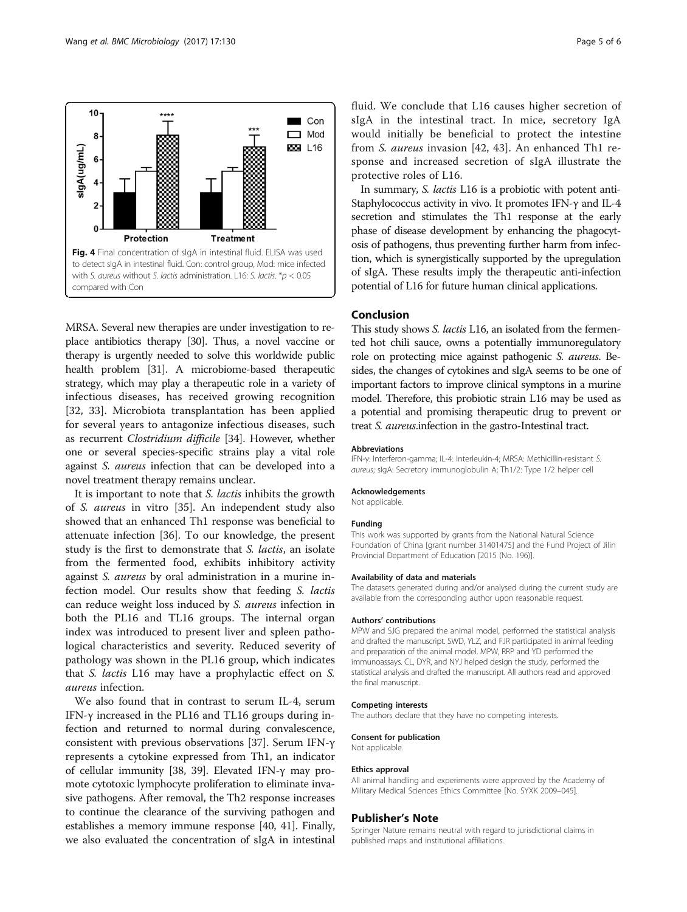Fig. 4 Final concentration of sIgA in intestinal fluid. ELISA was used to detect sIgA in intestinal fluid. Con: control group, Mod: mice infected with *S. aureus* without *S. lactis* administration. L16: *S. lactis*. *$p < 0.05$ compared with Con

MRSA. Several new therapies are under investigation to replace antibiotics therapy [30]. Thus, a novel vaccine or therapy is urgently needed to solve this worldwide public health problem [31]. A microbiome-based therapeutic strategy, which may play a therapeutic role in a variety of infectious diseases, has received growing recognition [32, 33]. Microbiota transplantation has been applied for several years to antagonize infectious diseases, such as recurrent *Clostridium difficile* [34]. However, whether one or several species-specific strains play a vital role against *S. aureus* infection that can be developed into a novel treatment therapy remains unclear.

It is important to note that *S. lactis* inhibits the growth of *S. aureus* in vitro [35]. An independent study also showed that an enhanced Th1 response was beneficial to attenuate infection [36]. To our knowledge, the present study is the first to demonstrate that *S. lactis*, an isolate from the fermented food, exhibits inhibitory activity against *S. aureus* by oral administration in a murine infection model. Our results show that feeding *S. lactis* can reduce weight loss induced by *S. aureus* infection in both the PL16 and TL16 groups. The internal organ index was introduced to present liver and spleen pathological characteristics and severity. Reduced severity of pathology was shown in the PL16 group, which indicates that *S. lactis* L16 may have a prophylactic effect on *S. aureus* infection.

We also found that in contrast to serum IL-4, serum IFN-γ increased in the PL16 and TL16 groups during infection and returned to normal during convalescence, consistent with previous observations [37]. Serum IFN-γ represents a cytokine expressed from Th1, an indicator of cellular immunity [38, 39]. Elevated IFN-γ may promote cytotoxic lymphocyte proliferation to eliminate invasive pathogens. After removal, the Th2 response increases to continue the clearance of the surviving pathogen and establishes a memory immune response [40, 41]. Finally, we also evaluated the concentration of sIgA in intestinal fluid. We conclude that L16 causes higher secretion of sIgA in the intestinal tract. In mice, secretory IgA would initially be beneficial to protect the intestine from *S. aureus* invasion [42, 43]. An enhanced Th1 response and increased secretion of sIgA illustrate the protective roles of L16.

In summary, *S. lactis* L16 is a probiotic with potent anti-Staphylococcus activity in vivo. It promotes IFN-γ and IL-4 secretion and stimulates the Th1 response at the early phase of disease development by enhancing the phagocytosis of pathogens, thus preventing further harm from infection, which is synergistically supported by the upregulation of sIgA. These results imply the therapeutic anti-infection potential of L16 for future human clinical applications.

## Conclusion

This study shows *S. lactis* L16, an isolated from the fermented hot chili sauce, owns a potentially immunoregulatory role on protecting mice against pathogenic *S. aureus*. Besides, the changes of cytokines and sIgA seems to be one of important factors to improve clinical symptons in a murine model. Therefore, this probiotic strain L16 may be used as a potential and promising therapeutic drug to prevent or treat *S. aureus*.infection in the gastro-Intestinal tract.

#### Abbreviations

IFN-γ: Interferon-gamma; IL-4: Interleukin-4; MRSA: Methicillin-resistant *S. aureus*; sIgA: Secretory immunoglobulin A; Th1/2: Type 1/2 helper cell

#### Acknowledgements

Not applicable.

#### Funding

This work was supported by grants from the National Natural Science Foundation of China [grant number 31401475] and the Fund Project of Jilin Provincial Department of Education [2015 (No. 196)].

#### Availability of data and materials

The datasets generated during and/or analysed during the current study are available from the corresponding author upon reasonable request.

#### Authors' contributions

MPW and SJG prepared the animal model, performed the statistical analysis and drafted the manuscript. SWD, YLZ, and FJR participated in animal feeding and preparation of the animal model. MPW, RRP and YD performed the immunoassays. CL, DYR, and NYJ helped design the study, performed the statistical analysis and drafted the manuscript. All authors read and approved the final manuscript.

#### Competing interests

The authors declare that they have no competing interests.

#### Consent for publication

Not applicable.

#### Ethics approval

All animal handling and experiments were approved by the Academy of Military Medical Sciences Ethics Committee [No. SYXK 2009–045].

## Publisher's Note

Springer Nature remains neutral with regard to jurisdictional claims in published maps and institutional affiliations.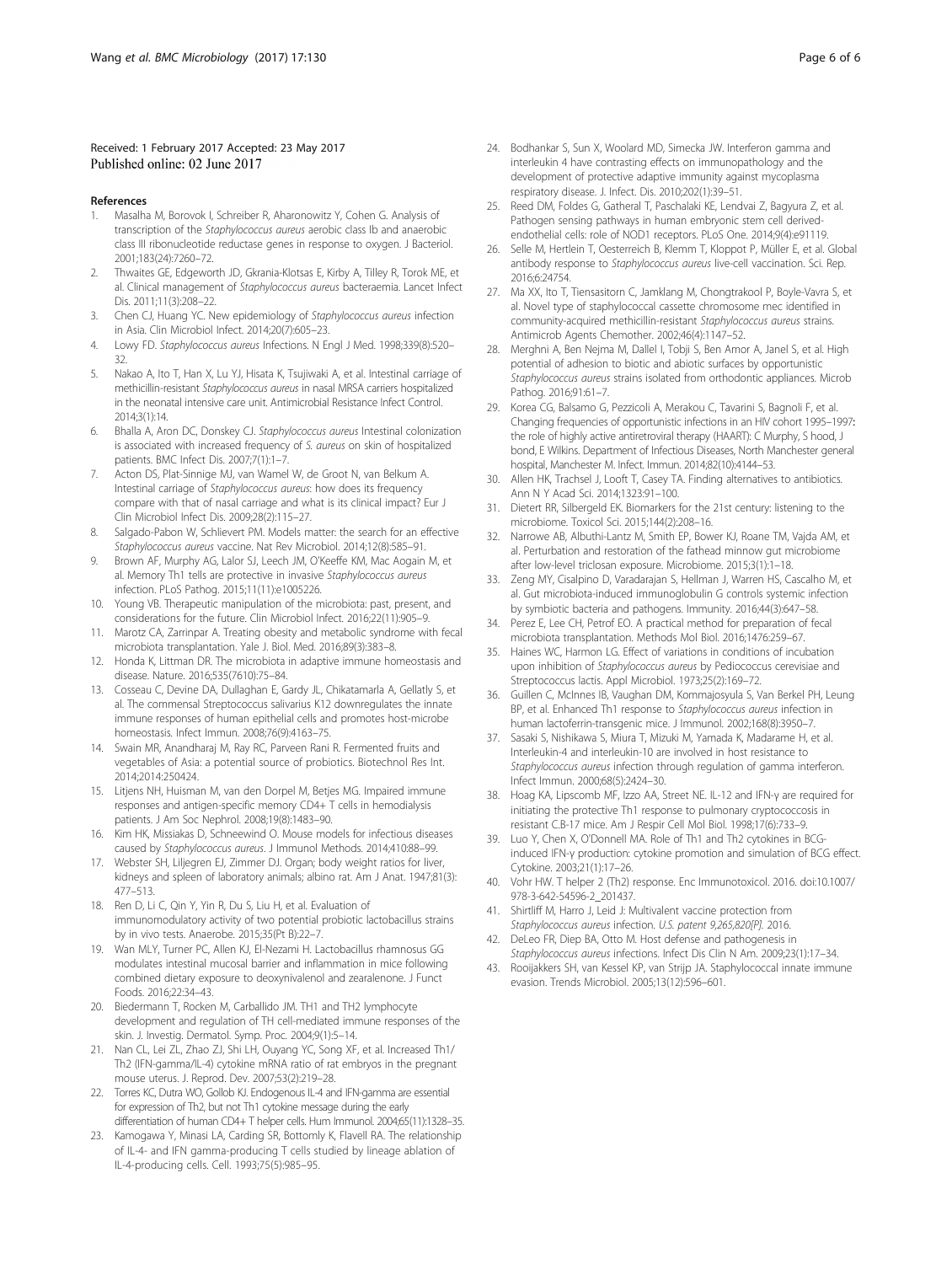Received: 1 February 2017 Accepted: 23 May 2017
Published online: 02 June 2017

## References

1. Masalha M, Borovok I, Schreiber R, Aharonowitz Y, Cohen G. Analysis of transcription of the *Staphylococcus aureus* aerobic class Ib and anaerobic class III ribonucleotide reductase genes in response to oxygen. J Bacteriol. 2001;183(24):7260–72.
2. Thwaites GE, Edgeworth JD, Gkrania-Klotsas E, Kirby A, Tilley R, Torok ME, et al. Clinical management of *Staphylococcus aureus* bacteraemia. Lancet Infect Dis. 2011;11(3):208–22.
3. Chen CJ, Huang YC. New epidemiology of *Staphylococcus aureus* infection in Asia. Clin Microbiol Infect. 2014;20(7):605–23.
4. Lowy FD. *Staphylococcus aureus* Infections. N Engl J Med. 1998;339(8):520–32.
5. Nakao A, Ito T, Han X, Lu YJ, Hisata K, Tsujiwaki A, et al. Intestinal carriage of methicillin-resistant *Staphylococcus aureus* in nasal MRSA carriers hospitalized in the neonatal intensive care unit. Antimicrobial Resistance Infect Control. 2014;3(1):14.
6. Bhalla A, Aron DC, Donskey CJ. *Staphylococcus aureus* Intestinal colonization is associated with increased frequency of *S. aureus* on skin of hospitalized patients. BMC Infect Dis. 2007;7(1):1–7.
7. Acton DS, Plat-Sinnige MJ, van Wamel W, de Groot N, van Belkum A. Intestinal carriage of *Staphylococcus aureus*: how does its frequency compare with that of nasal carriage and what is its clinical impact? Eur J Clin Microbiol Infect Dis. 2009;28(2):115–27.
8. Salgado-Pabon W, Schlievert PM. Models matter: the search for an effective *Staphylococcus aureus* vaccine. Nat Rev Microbiol. 2014;12(8):585–91.
9. Brown AF, Murphy AG, Lalor SJ, Leech JM, O'Keeffe KM, Mac Aogain M, et al. Memory Th1 tells are protective in invasive *Staphylococcus aureus* infection. PLoS Pathog. 2015;11(11):e1005226.
10. Young VB. Therapeutic manipulation of the microbiota: past, present, and considerations for the future. Clin Microbiol Infect. 2016;22(11):905–9.
11. Marotz CA, Zarrinpar A. Treating obesity and metabolic syndrome with fecal microbiota transplantation. Yale J. Biol. Med. 2016;89(3):383–8.
12. Honda K, Littman DR. The microbiota in adaptive immune homeostasis and disease. Nature. 2016;535(7610):75–84.
13. Cosseau C, Devine DA, Dullaghan E, Gardy JL, Chikatamarla A, Gellatly S, et al. The commensal Streptococcus salivarius K12 downregulates the innate immune responses of human epithelial cells and promotes host-microbe homeostasis. Infect Immun. 2008;76(9):4163–75.
14. Swain MR, Anandharaj M, Ray RC, Parveen Rani R. Fermented fruits and vegetables of Asia: a potential source of probiotics. Biotechnol Res Int. 2014;2014:250424.
15. Litjens NH, Huisman M, van den Dorpel M, Betjes MG. Impaired immune responses and antigen-specific memory CD4+ T cells in hemodialysis patients. J Am Soc Nephrol. 2008;19(8):1483–90.
16. Kim HK, Missiakas D, Schneewind O. Mouse models for infectious diseases caused by *Staphylococcus aureus*. J Immunol Methods. 2014;410:88–99.
17. Webster SH, Liljegren EJ, Zimmer DJ. Organ; body weight ratios for liver, kidneys and spleen of laboratory animals; albino rat. Am J Anat. 1947;81(3):477–513.
18. Ren D, Li C, Qin Y, Yin R, Du S, Liu H, et al. Evaluation of immunomodulatory activity of two potential probiotic lactobacillus strains by in vivo tests. Anaerobe. 2015;35(Pt B):22–7.
19. Wan MLY, Turner PC, Allen KJ, El-Nezami H. Lactobacillus rhamnosus GG modulates intestinal mucosal barrier and inflammation in mice following combined dietary exposure to deoxynivalenol and zearalenone. J Funct Foods. 2016;22:34–43.
20. Biedermann T, Rocken M, Carballido JM. TH1 and TH2 lymphocyte development and regulation of TH cell-mediated immune responses of the skin. J. Investig. Dermatol. Symp. Proc. 2004;9(1):5–14.
21. Nan CL, Lei ZL, Zhao ZJ, Shi LH, Ouyang YC, Song XF, et al. Increased Th1/Th2 (IFN-gamma/IL-4) cytokine mRNA ratio of rat embryos in the pregnant mouse uterus. J. Reprod. Dev. 2007;53(2):219–28.
22. Torres KC, Dutra WO, Gollob KJ. Endogenous IL-4 and IFN-gamma are essential for expression of Th2, but not Th1 cytokine message during the early differentiation of human CD4+ T helper cells. Hum Immunol. 2004;65(11):1328–35.
23. Kamogawa Y, Minasi LA, Carding SR, Bottomly K, Flavell RA. The relationship of IL-4- and IFN gamma-producing T cells studied by lineage ablation of IL-4-producing cells. Cell. 1993;75(5):985–95.
24. Bodhankar S, Sun X, Woolard MD, Simecka JW. Interferon gamma and interleukin 4 have contrasting effects on immunopathology and the development of protective adaptive immunity against mycoplasma respiratory disease. J. Infect. Dis. 2010;202(1):39–51.
25. Reed DM, Foldes G, Gatheral T, Paschalaki KE, Lendvai Z, Bagyura Z, et al. Pathogen sensing pathways in human embryonic stem cell derived-endothelial cells: role of NOD1 receptors. PLoS One. 2014;9(4):e91119.
26. Selle M, Hertlein T, Oesterreich B, Klemm T, Kloppot P, Müller E, et al. Global antibody response to *Staphylococcus aureus* live-cell vaccination. Sci. Rep. 2016;6:24754.
27. Ma XX, Ito T, Tiensasitorn C, Jamklang M, Chongtrakool P, Boyle-Vavra S, et al. Novel type of staphylococcal cassette chromosome mec identified in community-acquired methicillin-resistant *Staphylococcus aureus* strains. Antimicrob Agents Chemother. 2002;46(4):1147–52.
28. Merghni A, Ben Nejma M, Dallel I, Tobji S, Ben Amor A, Janel S, et al. High potential of adhesion to biotic and abiotic surfaces by opportunistic *Staphylococcus aureus* strains isolated from orthodontic appliances. Microb Pathog. 2016;91:61–7.
29. Korea CG, Balsamo G, Pezzicoli A, Merakou C, Tavarini S, Bagnoli F, et al. Changing frequencies of opportunistic infections in an HIV cohort 1995–1997: the role of highly active antiretroviral therapy (HAART): C Murphy, S hood, J bond, E Wilkins. Department of Infectious Diseases, North Manchester general hospital, Manchester M. Infect. Immun. 2014;82(10):4144–53.
30. Allen HK, Trachsel J, Looft T, Casey TA. Finding alternatives to antibiotics. Ann N Y Acad Sci. 2014;1323:91–100.
31. Dietert RR, Silbergeld EK. Biomarkers for the 21st century: listening to the microbiome. Toxicol Sci. 2015;144(2):208–16.
32. Narrowe AB, Albuthi-Lantz M, Smith EP, Bower KJ, Roane TM, Vajda AM, et al. Perturbation and restoration of the fathead minnow gut microbiome after low-level triclosan exposure. Microbiome. 2015;3(1):1–18.
33. Zeng MY, Cisalpino D, Varadarajan S, Hellman J, Warren HS, Cascalho M, et al. Gut microbiota-induced immunoglobulin G controls systemic infection by symbiotic bacteria and pathogens. Immunity. 2016;44(3):647–58.
34. Perez E, Lee CH, Petrof EO. A practical method for preparation of fecal microbiota transplantation. Methods Mol Biol. 2016;1476:259–67.
35. Haines WC, Harmon LG. Effect of variations in conditions of incubation upon inhibition of *Staphylococcus aureus* by Pediococcus cerevisiae and Streptococcus lactis. Appl Microbiol. 1973;25(2):169–72.
36. Guillen C, McInnes IB, Vaughan DM, Kommajosyula S, Van Berkel PH, Leung BP, et al. Enhanced Th1 response to *Staphylococcus aureus* infection in human lactoferrin-transgenic mice. J Immunol. 2002;168(8):3950–7.
37. Sasaki S, Nishikawa S, Miura T, Mizuki M, Yamada K, Madarame H, et al. Interleukin-4 and interleukin-10 are involved in host resistance to *Staphylococcus aureus* infection through regulation of gamma interferon. Infect Immun. 2000;68(5):2424–30.
38. Hoag KA, Lipscomb MF, Izzo AA, Street NE. IL-12 and IFN-γ are required for initiating the protective Th1 response to pulmonary cryptococcosis in resistant C.B-17 mice. Am J Respir Cell Mol Biol. 1998;17(6):733–9.
39. Luo Y, Chen X, O'Donnell MA. Role of Th1 and Th2 cytokines in BCG-induced IFN-γ production: cytokine promotion and simulation of BCG effect. Cytokine. 2003;21(1):17–26.
40. Vohr HW. T helper 2 (Th2) response. Enc Immunotoxicol. 2016. doi:10.1007/978-3-642-54596-2_201437.
41. Shirtliff M, Harro J, Leid J: Multivalent vaccine protection from *Staphylococcus aureus* infection. *U.S. patent 9,265,820[P]*. 2016.
42. DeLeo FR, Diep BA, Otto M. Host defense and pathogenesis in *Staphylococcus aureus* infections. Infect Dis Clin N Am. 2009;23(1):17–34.
43. Rooijakkers SH, van Kessel KP, van Strijp JA. Staphylococcal innate immune evasion. Trends Microbiol. 2005;13(12):596–601.